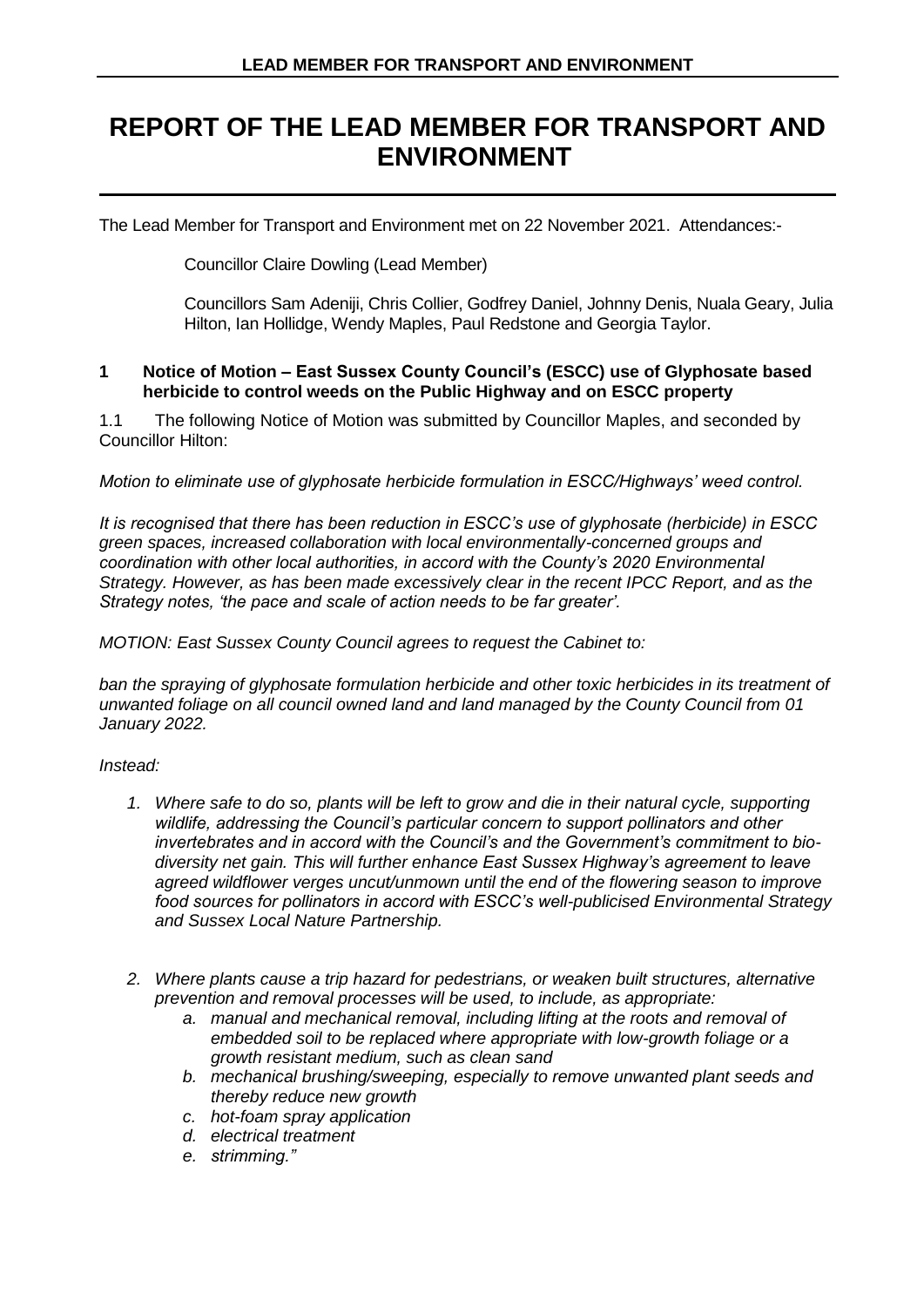# REPORT OF THE LEAD MEMBER FOR TRANSPORT AND ENVIRONMENT

The Lead Member for Transport and Environment met on 22 November 2021. Attendances:-

Councillor Claire Dowling (Lead Member)

Councillors Sam Adeniji, Chris Collier, Godfrey Daniel, Johnny Denis, Nuala Geary, Julia Hilton, Ian Hollidge, Wendy Maples, Paul Redstone and Georgia Taylor.

## 1 Notice of Motion – East Sussex County Council's (ESCC) use of Glyphosate based herbicide to control weeds on the Public Highway and on ESCC property

1.1 The following Notice of Motion was submitted by Councillor Maples, and seconded by Councillor Hilton:

*Motion to eliminate use of glyphosate herbicide formulation in ESCC/Highways' weed control.*

*It is recognised that there has been reduction in ESCC's use of glyphosate (herbicide) in ESCC green spaces, increased collaboration with local environmentally-concerned groups and coordination with other local authorities, in accord with the County's 2020 Environmental Strategy. However, as has been made excessively clear in the recent IPCC Report, and as the Strategy notes, 'the pace and scale of action needs to be far greater'.*

*MOTION: East Sussex County Council agrees to request the Cabinet to:*

*ban the spraying of glyphosate formulation herbicide and other toxic herbicides in its treatment of unwanted foliage on all council owned land and land managed by the County Council from 01 January 2022.*

*Instead:*

1. *Where safe to do so, plants will be left to grow and die in their natural cycle, supporting wildlife, addressing the Council's particular concern to support pollinators and other invertebrates and in accord with the Council's and the Government's commitment to bio-diversity net gain. This will further enhance East Sussex Highway's agreement to leave agreed wildflower verges uncut/unmown until the end of the flowering season to improve food sources for pollinators in accord with ESCC's well-publicised Environmental Strategy and Sussex Local Nature Partnership.*

2. *Where plants cause a trip hazard for pedestrians, or weaken built structures, alternative prevention and removal processes will be used, to include, as appropriate:*
   a. *manual and mechanical removal, including lifting at the roots and removal of embedded soil to be replaced where appropriate with low-growth foliage or a growth resistant medium, such as clean sand*
   b. *mechanical brushing/sweeping, especially to remove unwanted plant seeds and thereby reduce new growth*
   c. *hot-foam spray application*
   d. *electrical treatment*
   e. *strimming."*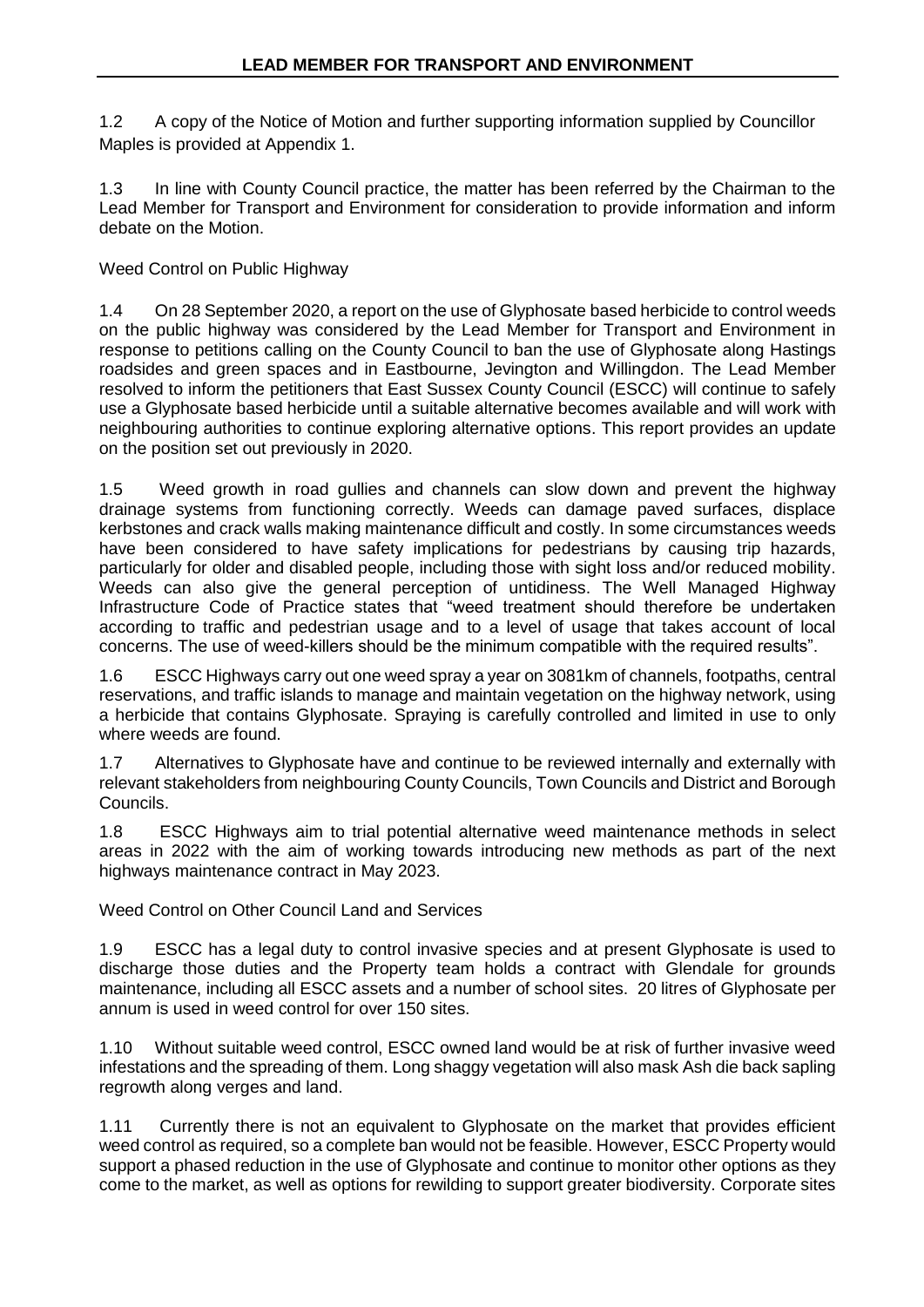1.2 A copy of the Notice of Motion and further supporting information supplied by Councillor Maples is provided at Appendix 1.

1.3 In line with County Council practice, the matter has been referred by the Chairman to the Lead Member for Transport and Environment for consideration to provide information and inform debate on the Motion.

Weed Control on Public Highway

1.4 On 28 September 2020, a report on the use of Glyphosate based herbicide to control weeds on the public highway was considered by the Lead Member for Transport and Environment in response to petitions calling on the County Council to ban the use of Glyphosate along Hastings roadsides and green spaces and in Eastbourne, Jevington and Willingdon. The Lead Member resolved to inform the petitioners that East Sussex County Council (ESCC) will continue to safely use a Glyphosate based herbicide until a suitable alternative becomes available and will work with neighbouring authorities to continue exploring alternative options. This report provides an update on the position set out previously in 2020.

1.5 Weed growth in road gullies and channels can slow down and prevent the highway drainage systems from functioning correctly. Weeds can damage paved surfaces, displace kerbstones and crack walls making maintenance difficult and costly. In some circumstances weeds have been considered to have safety implications for pedestrians by causing trip hazards, particularly for older and disabled people, including those with sight loss and/or reduced mobility. Weeds can also give the general perception of untidiness. The Well Managed Highway Infrastructure Code of Practice states that "weed treatment should therefore be undertaken according to traffic and pedestrian usage and to a level of usage that takes account of local concerns. The use of weed-killers should be the minimum compatible with the required results".

1.6 ESCC Highways carry out one weed spray a year on 3081km of channels, footpaths, central reservations, and traffic islands to manage and maintain vegetation on the highway network, using a herbicide that contains Glyphosate. Spraying is carefully controlled and limited in use to only where weeds are found.

1.7 Alternatives to Glyphosate have and continue to be reviewed internally and externally with relevant stakeholders from neighbouring County Councils, Town Councils and District and Borough Councils.

1.8 ESCC Highways aim to trial potential alternative weed maintenance methods in select areas in 2022 with the aim of working towards introducing new methods as part of the next highways maintenance contract in May 2023.

Weed Control on Other Council Land and Services

1.9 ESCC has a legal duty to control invasive species and at present Glyphosate is used to discharge those duties and the Property team holds a contract with Glendale for grounds maintenance, including all ESCC assets and a number of school sites. 20 litres of Glyphosate per annum is used in weed control for over 150 sites.

1.10 Without suitable weed control, ESCC owned land would be at risk of further invasive weed infestations and the spreading of them. Long shaggy vegetation will also mask Ash die back sapling regrowth along verges and land.

1.11 Currently there is not an equivalent to Glyphosate on the market that provides efficient weed control as required, so a complete ban would not be feasible. However, ESCC Property would support a phased reduction in the use of Glyphosate and continue to monitor other options as they come to the market, as well as options for rewilding to support greater biodiversity. Corporate sites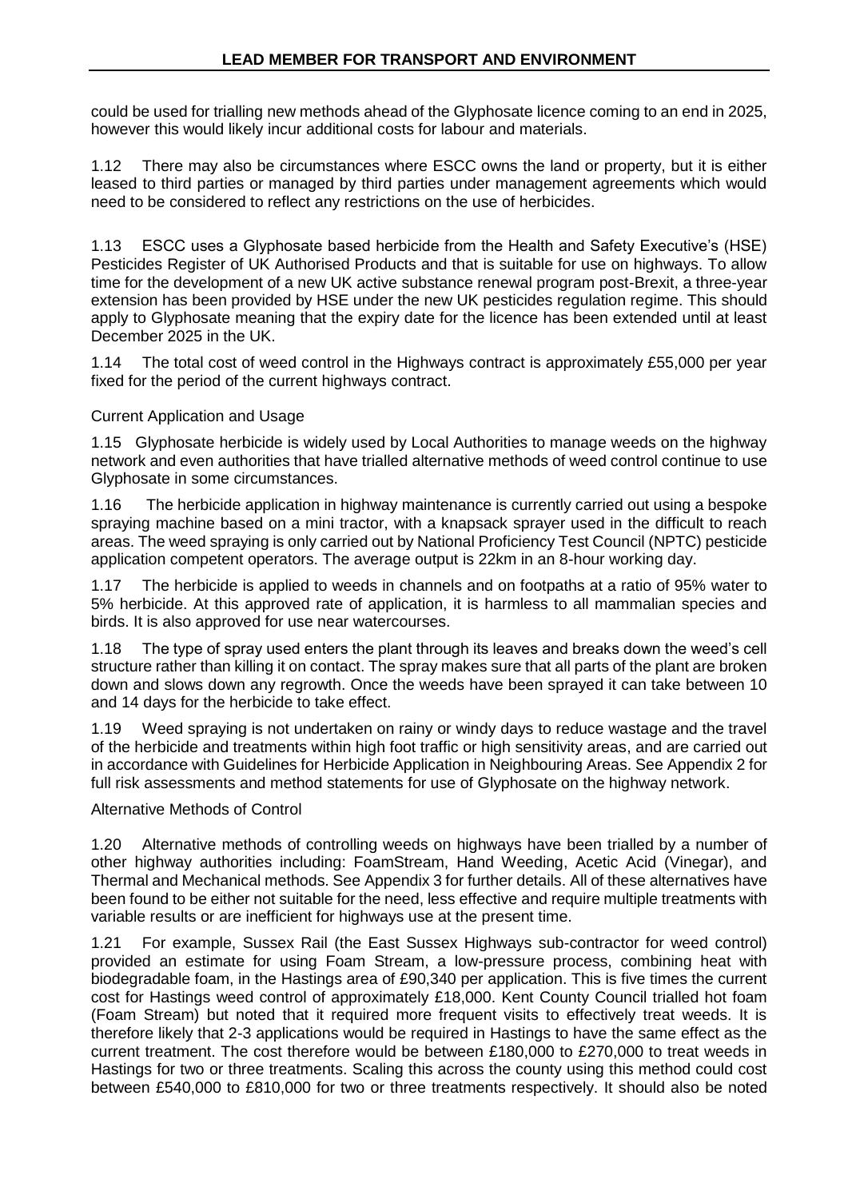could be used for trialling new methods ahead of the Glyphosate licence coming to an end in 2025, however this would likely incur additional costs for labour and materials.

1.12 There may also be circumstances where ESCC owns the land or property, but it is either leased to third parties or managed by third parties under management agreements which would need to be considered to reflect any restrictions on the use of herbicides.

1.13 ESCC uses a Glyphosate based herbicide from the Health and Safety Executive's (HSE) Pesticides Register of UK Authorised Products and that is suitable for use on highways. To allow time for the development of a new UK active substance renewal program post-Brexit, a three-year extension has been provided by HSE under the new UK pesticides regulation regime. This should apply to Glyphosate meaning that the expiry date for the licence has been extended until at least December 2025 in the UK.

1.14 The total cost of weed control in the Highways contract is approximately £55,000 per year fixed for the period of the current highways contract.

Current Application and Usage

1.15 Glyphosate herbicide is widely used by Local Authorities to manage weeds on the highway network and even authorities that have trialled alternative methods of weed control continue to use Glyphosate in some circumstances.

1.16 The herbicide application in highway maintenance is currently carried out using a bespoke spraying machine based on a mini tractor, with a knapsack sprayer used in the difficult to reach areas. The weed spraying is only carried out by National Proficiency Test Council (NPTC) pesticide application competent operators. The average output is 22km in an 8-hour working day.

1.17 The herbicide is applied to weeds in channels and on footpaths at a ratio of 95% water to 5% herbicide. At this approved rate of application, it is harmless to all mammalian species and birds. It is also approved for use near watercourses.

1.18 The type of spray used enters the plant through its leaves and breaks down the weed's cell structure rather than killing it on contact. The spray makes sure that all parts of the plant are broken down and slows down any regrowth. Once the weeds have been sprayed it can take between 10 and 14 days for the herbicide to take effect.

1.19 Weed spraying is not undertaken on rainy or windy days to reduce wastage and the travel of the herbicide and treatments within high foot traffic or high sensitivity areas, and are carried out in accordance with Guidelines for Herbicide Application in Neighbouring Areas. See Appendix 2 for full risk assessments and method statements for use of Glyphosate on the highway network.

Alternative Methods of Control

1.20 Alternative methods of controlling weeds on highways have been trialled by a number of other highway authorities including: FoamStream, Hand Weeding, Acetic Acid (Vinegar), and Thermal and Mechanical methods. See Appendix 3 for further details. All of these alternatives have been found to be either not suitable for the need, less effective and require multiple treatments with variable results or are inefficient for highways use at the present time.

1.21 For example, Sussex Rail (the East Sussex Highways sub-contractor for weed control) provided an estimate for using Foam Stream, a low-pressure process, combining heat with biodegradable foam, in the Hastings area of £90,340 per application. This is five times the current cost for Hastings weed control of approximately £18,000. Kent County Council trialled hot foam (Foam Stream) but noted that it required more frequent visits to effectively treat weeds. It is therefore likely that 2-3 applications would be required in Hastings to have the same effect as the current treatment. The cost therefore would be between £180,000 to £270,000 to treat weeds in Hastings for two or three treatments. Scaling this across the county using this method could cost between £540,000 to £810,000 for two or three treatments respectively. It should also be noted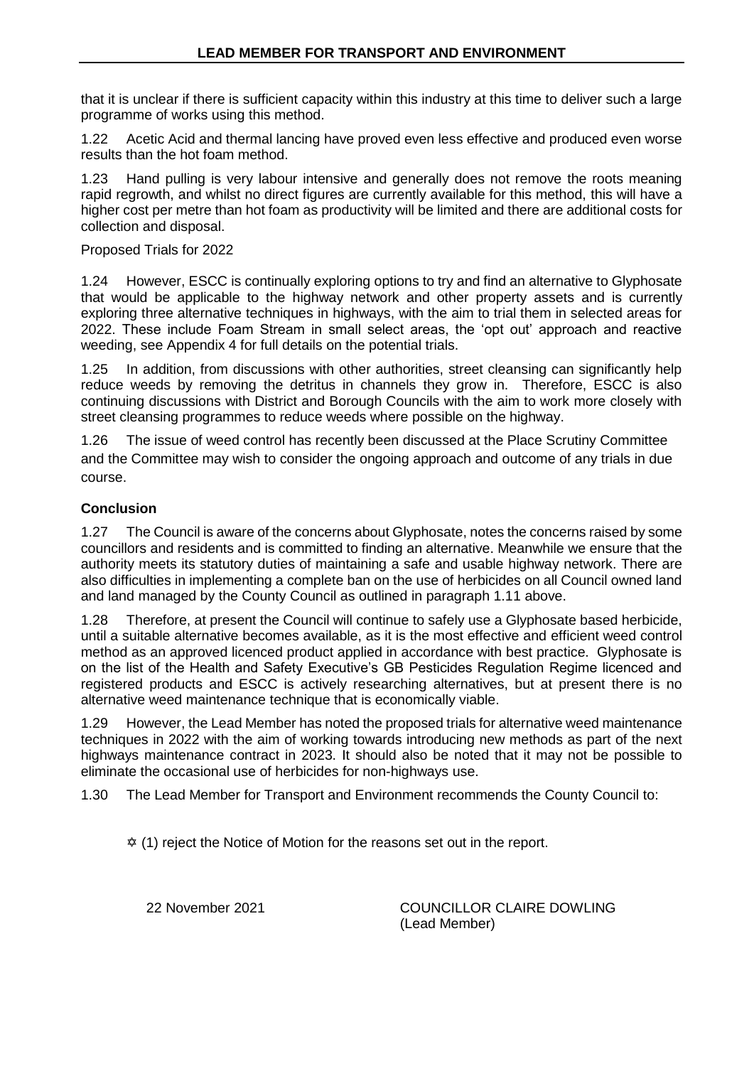that it is unclear if there is sufficient capacity within this industry at this time to deliver such a large programme of works using this method.

1.22 Acetic Acid and thermal lancing have proved even less effective and produced even worse results than the hot foam method.

1.23 Hand pulling is very labour intensive and generally does not remove the roots meaning rapid regrowth, and whilst no direct figures are currently available for this method, this will have a higher cost per metre than hot foam as productivity will be limited and there are additional costs for collection and disposal.

Proposed Trials for 2022

1.24 However, ESCC is continually exploring options to try and find an alternative to Glyphosate that would be applicable to the highway network and other property assets and is currently exploring three alternative techniques in highways, with the aim to trial them in selected areas for 2022. These include Foam Stream in small select areas, the 'opt out' approach and reactive weeding, see Appendix 4 for full details on the potential trials.

1.25 In addition, from discussions with other authorities, street cleansing can significantly help reduce weeds by removing the detritus in channels they grow in. Therefore, ESCC is also continuing discussions with District and Borough Councils with the aim to work more closely with street cleansing programmes to reduce weeds where possible on the highway.

1.26 The issue of weed control has recently been discussed at the Place Scrutiny Committee and the Committee may wish to consider the ongoing approach and outcome of any trials in due course.

**Conclusion**

1.27 The Council is aware of the concerns about Glyphosate, notes the concerns raised by some councillors and residents and is committed to finding an alternative. Meanwhile we ensure that the authority meets its statutory duties of maintaining a safe and usable highway network. There are also difficulties in implementing a complete ban on the use of herbicides on all Council owned land and land managed by the County Council as outlined in paragraph 1.11 above.

1.28 Therefore, at present the Council will continue to safely use a Glyphosate based herbicide, until a suitable alternative becomes available, as it is the most effective and efficient weed control method as an approved licenced product applied in accordance with best practice. Glyphosate is on the list of the Health and Safety Executive's GB Pesticides Regulation Regime licenced and registered products and ESCC is actively researching alternatives, but at present there is no alternative weed maintenance technique that is economically viable.

1.29 However, the Lead Member has noted the proposed trials for alternative weed maintenance techniques in 2022 with the aim of working towards introducing new methods as part of the next highways maintenance contract in 2023. It should also be noted that it may not be possible to eliminate the occasional use of herbicides for non-highways use.

1.30 The Lead Member for Transport and Environment recommends the County Council to:

✡ (1) reject the Notice of Motion for the reasons set out in the report.

22 November 2021

COUNCILLOR CLAIRE DOWLING
(Lead Member)